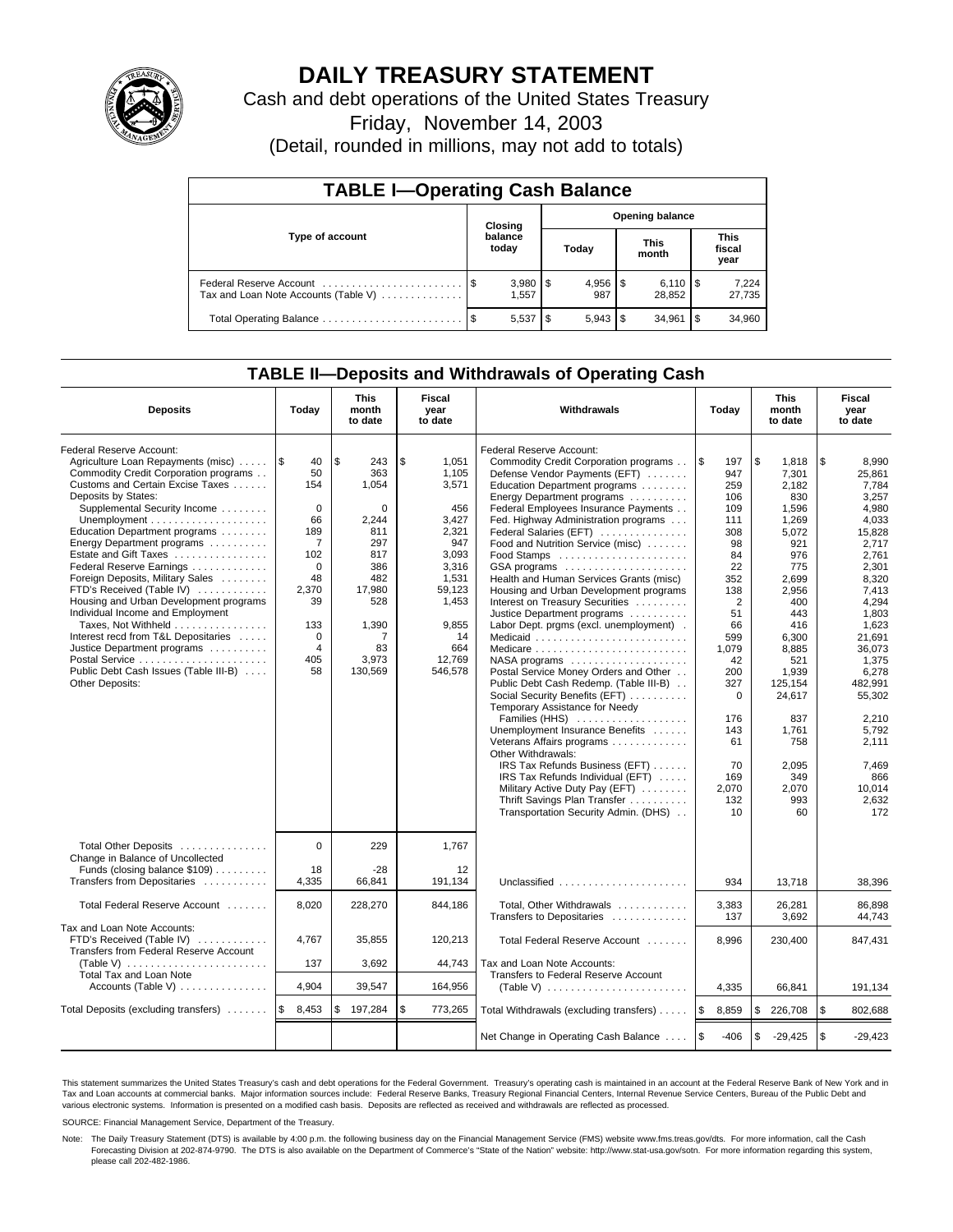# DAILY TREASURY STATEMENT

Cash and debt operations of the United States Treasury

Friday, November 14, 2003

(Detail, rounded in millions, may not add to totals)

## TABLE I—Operating Cash Balance

| Type of account | Closing balance today | Opening balance Today | Opening balance This month | Opening balance This fiscal year |
|---|---|---|---|---|
| Federal Reserve Account | $ 3,980 | $ 4,956 | $ 6,110 | $ 7,224 |
| Tax and Loan Note Accounts (Table V) | 1,557 | 987 | 28,852 | 27,735 |
| Total Operating Balance | $ 5,537 | $ 5,943 | $ 34,961 | $ 34,960 |

## TABLE II—Deposits and Withdrawals of Operating Cash

| Deposits | Today | This month to date | Fiscal year to date |
|---|---|---|---|
| Federal Reserve Account: | | | |
| Agriculture Loan Repayments (misc) | $ 40 | $ 243 | $ 1,051 |
| Commodity Credit Corporation programs | 50 | 363 | 1,105 |
| Customs and Certain Excise Taxes | 154 | 1,054 | 3,571 |
| Deposits by States: | | | |
| Supplemental Security Income | 0 | 0 | 456 |
| Unemployment | 66 | 2,244 | 3,427 |
| Education Department programs | 189 | 811 | 2,321 |
| Energy Department programs | 7 | 297 | 947 |
| Estate and Gift Taxes | 102 | 817 | 3,093 |
| Federal Reserve Earnings | 0 | 386 | 3,316 |
| Foreign Deposits, Military Sales | 48 | 482 | 1,531 |
| FTD's Received (Table IV) | 2,370 | 17,980 | 59,123 |
| Housing and Urban Development programs | 39 | 528 | 1,453 |
| Individual Income and Employment Taxes, Not Withheld | 133 | 1,390 | 9,855 |
| Interest recd from T&L Depositaries | 0 | 7 | 14 |
| Justice Department programs | 4 | 83 | 664 |
| Postal Service | 405 | 3,973 | 12,769 |
| Public Debt Cash Issues (Table III-B) | 58 | 130,569 | 546,578 |
| Other Deposits: | | | |
| Total Other Deposits | 0 | 229 | 1,767 |
| Change in Balance of Uncollected Funds (closing balance $109) | 18 | -28 | 12 |
| Transfers from Depositaries | 4,335 | 66,841 | 191,134 |
| Total Federal Reserve Account | 8,020 | 228,270 | 844,186 |
| Tax and Loan Note Accounts: | | | |
| FTD's Received (Table IV) | 4,767 | 35,855 | 120,213 |
| Transfers from Federal Reserve Account (Table V) | 137 | 3,692 | 44,743 |
| Total Tax and Loan Note Accounts (Table V) | 4,904 | 39,547 | 164,956 |
| Total Deposits (excluding transfers) | $ 8,453 | $ 197,284 | $ 773,265 |

| Withdrawals | Today | This month to date | Fiscal year to date |
|---|---|---|---|
| Federal Reserve Account: | | | |
| Commodity Credit Corporation programs | $ 197 | $ 1,818 | $ 8,990 |
| Defense Vendor Payments (EFT) | 947 | 7,301 | 25,861 |
| Education Department programs | 259 | 2,182 | 7,784 |
| Energy Department programs | 106 | 830 | 3,257 |
| Federal Employees Insurance Payments | 109 | 1,596 | 4,980 |
| Fed. Highway Administration programs | 111 | 1,269 | 4,033 |
| Federal Salaries (EFT) | 308 | 5,072 | 15,828 |
| Food and Nutrition Service (misc) | 98 | 921 | 2,717 |
| Food Stamps | 84 | 976 | 2,761 |
| GSA programs | 22 | 775 | 2,301 |
| Health and Human Services Grants (misc) | 352 | 2,699 | 8,320 |
| Housing and Urban Development programs | 138 | 2,956 | 7,413 |
| Interest on Treasury Securities | 2 | 400 | 4,294 |
| Justice Department programs | 51 | 443 | 1,803 |
| Labor Dept. prgms (excl. unemployment) | 66 | 416 | 1,623 |
| Medicaid | 599 | 6,300 | 21,691 |
| Medicare | 1,079 | 8,885 | 36,073 |
| NASA programs | 42 | 521 | 1,375 |
| Postal Service Money Orders and Other | 200 | 1,939 | 6,278 |
| Public Debt Cash Redemp. (Table III-B) | 327 | 125,154 | 482,991 |
| Social Security Benefits (EFT) | 0 | 24,617 | 55,302 |
| Temporary Assistance for Needy Families (HHS) | 176 | 837 | 2,210 |
| Unemployment Insurance Benefits | 143 | 1,761 | 5,792 |
| Veterans Affairs programs | 61 | 758 | 2,111 |
| Other Withdrawals: | | | |
| IRS Tax Refunds Business (EFT) | 70 | 2,095 | 7,469 |
| IRS Tax Refunds Individual (EFT) | 169 | 349 | 866 |
| Military Active Duty Pay (EFT) | 2,070 | 2,070 | 10,014 |
| Thrift Savings Plan Transfer | 132 | 993 | 2,632 |
| Transportation Security Admin. (DHS) | 10 | 60 | 172 |
| Unclassified | 934 | 13,718 | 38,396 |
| Total, Other Withdrawals | 3,383 | 26,281 | 86,898 |
| Transfers to Depositaries | 137 | 3,692 | 44,743 |
| Total Federal Reserve Account | 8,996 | 230,400 | 847,431 |
| Tax and Loan Note Accounts: | | | |
| Transfers to Federal Reserve Account (Table V) | 4,335 | 66,841 | 191,134 |
| Total Withdrawals (excluding transfers) | $ 8,859 | $ 226,708 | $ 802,688 |
| Net Change in Operating Cash Balance | $ -406 | $ -29,425 | $ -29,423 |

This statement summarizes the United States Treasury's cash and debt operations for the Federal Government. Treasury's operating cash is maintained in an account at the Federal Reserve Bank of New York and in Tax and Loan accounts at commercial banks. Major information sources include: Federal Reserve Banks, Treasury Regional Financial Centers, Internal Revenue Service Centers, Bureau of the Public Debt and various electronic systems. Information is presented on a modified cash basis. Deposits are reflected as received and withdrawals are reflected as processed.

SOURCE: Financial Management Service, Department of the Treasury.

Note: The Daily Treasury Statement (DTS) is available by 4:00 p.m. the following business day on the Financial Management Service (FMS) website www.fms.treas.gov/dts. For more information, call the Cash Forecasting Division at 202-874-9790. The DTS is also available on the Department of Commerce's "State of the Nation" website: http://www.stat-usa.gov/sotn. For more information regarding this system, please call 202-482-1986.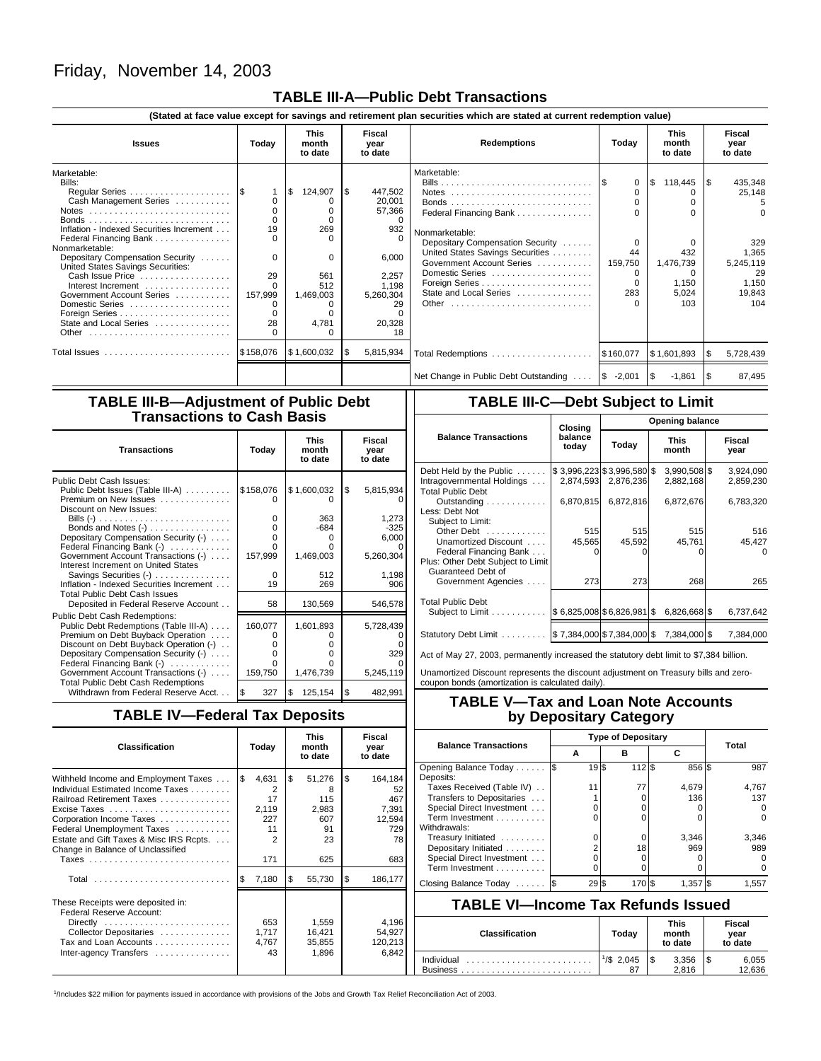# Friday, November 14, 2003

## TABLE III-A—Public Debt Transactions

(Stated at face value except for savings and retirement plan securities which are stated at current redemption value)

| Issues | Today | This month to date | Fiscal year to date |
|---|---|---|---|
| Marketable: | | | |
| Bills: | | | |
| Regular Series | $ 1 | $ 124,907 | $ 447,502 |
| Cash Management Series | 0 | 0 | 20,001 |
| Notes | 0 | 0 | 57,366 |
| Bonds | 0 | 0 | 0 |
| Inflation - Indexed Securities Increment | 19 | 269 | 932 |
| Federal Financing Bank | 0 | 0 | 0 |
| Nonmarketable: | | | |
| Depositary Compensation Security | 0 | 0 | 6,000 |
| United States Savings Securities: | | | |
| Cash Issue Price | 29 | 561 | 2,257 |
| Interest Increment | 0 | 512 | 1,198 |
| Government Account Series | 157,999 | 1,469,003 | 5,260,304 |
| Domestic Series | 0 | 0 | 29 |
| Foreign Series | 0 | 0 | 0 |
| State and Local Series | 28 | 4,781 | 20,328 |
| Other | 0 | 0 | 18 |
| Total Issues | $158,076 | $1,600,032 | $ 5,815,934 |

| Redemptions | Today | This month to date | Fiscal year to date |
|---|---|---|---|
| Marketable: | | | |
| Bills | $ 0 | $ 118,445 | $ 435,348 |
| Notes | 0 | 0 | 25,148 |
| Bonds | 0 | 0 | 5 |
| Federal Financing Bank | 0 | 0 | 0 |
| Nonmarketable: | | | |
| Depositary Compensation Security | 0 | 0 | 329 |
| United States Savings Securities | 44 | 432 | 1,365 |
| Government Account Series | 159,750 | 1,476,739 | 5,245,119 |
| Domestic Series | 0 | 0 | 29 |
| Foreign Series | 0 | 1,150 | 1,150 |
| State and Local Series | 283 | 5,024 | 19,843 |
| Other | 0 | 103 | 104 |
| Total Redemptions | $160,077 | $1,601,893 | $ 5,728,439 |
| Net Change in Public Debt Outstanding | $ -2,001 | $ -1,861 | $ 87,495 |

## TABLE III-B—Adjustment of Public Debt Transactions to Cash Basis

| Transactions | Today | This month to date | Fiscal year to date |
|---|---|---|---|
| Public Debt Cash Issues: | | | |
| Public Debt Issues (Table III-A) | $158,076 | $1,600,032 | $ 5,815,934 |
| Premium on New Issues | 0 | 0 | 0 |
| Discount on New Issues: | | | |
| Bills (-) | 0 | 363 | 1,273 |
| Bonds and Notes (-) | 0 | -684 | -325 |
| Depositary Compensation Security (-) | 0 | 0 | 6,000 |
| Federal Financing Bank (-) | 0 | 0 | 0 |
| Government Account Transactions (-) | 157,999 | 1,469,003 | 5,260,304 |
| Interest Increment on United States Savings Securities (-) | 0 | 512 | 1,198 |
| Inflation - Indexed Securities Increment | 19 | 269 | 906 |
| Total Public Debt Cash Issues Deposited in Federal Reserve Account | 58 | 130,569 | 546,578 |
| Public Debt Cash Redemptions: | | | |
| Public Debt Redemptions (Table III-A) | 160,077 | 1,601,893 | 5,728,439 |
| Premium on Debt Buyback Operation | 0 | 0 | 0 |
| Discount on Debt Buyback Operation (-) | 0 | 0 | 0 |
| Depositary Compensation Security (-) | 0 | 0 | 329 |
| Federal Financing Bank (-) | 0 | 0 | 0 |
| Government Account Transactions (-) | 159,750 | 1,476,739 | 5,245,119 |
| Total Public Debt Cash Redemptions Withdrawn from Federal Reserve Acct. | $ 327 | $ 125,154 | $ 482,991 |

## TABLE III-C—Debt Subject to Limit

| Balance Transactions | Closing balance today | Opening balance Today | Opening balance This month | Opening balance Fiscal year |
|---|---|---|---|---|
| Debt Held by the Public | $ 3,996,223 | $ 3,996,580 | $ 3,990,508 | $ 3,924,090 |
| Intragovernmental Holdings | 2,874,593 | 2,876,236 | 2,882,168 | 2,859,230 |
| Total Public Debt Outstanding | 6,870,815 | 6,872,816 | 6,872,676 | 6,783,320 |
| Less: Debt Not Subject to Limit: | | | | |
| Other Debt | 515 | 515 | 515 | 516 |
| Unamortized Discount | 45,565 | 45,592 | 45,761 | 45,427 |
| Federal Financing Bank | 0 | 0 | 0 | 0 |
| Plus: Other Debt Subject to Limit Guaranteed Debt of Government Agencies | 273 | 273 | 268 | 265 |
| Total Public Debt Subject to Limit | $ 6,825,008 | $ 6,826,981 | $ 6,826,668 | $ 6,737,642 |
| Statutory Debt Limit | $ 7,384,000 | $ 7,384,000 | $ 7,384,000 | $ 7,384,000 |

Act of May 27, 2003, permanently increased the statutory debt limit to $7,384 billion.

Unamortized Discount represents the discount adjustment on Treasury bills and zero-coupon bonds (amortization is calculated daily).

## TABLE IV—Federal Tax Deposits

| Classification | Today | This month to date | Fiscal year to date |
|---|---|---|---|
| Withheld Income and Employment Taxes | $ 4,631 | $ 51,276 | $ 164,184 |
| Individual Estimated Income Taxes | 2 | 8 | 52 |
| Railroad Retirement Taxes | 17 | 115 | 467 |
| Excise Taxes | 2,119 | 2,983 | 7,391 |
| Corporation Income Taxes | 227 | 607 | 12,594 |
| Federal Unemployment Taxes | 11 | 91 | 729 |
| Estate and Gift Taxes & Misc IRS Rcpts. | 2 | 23 | 78 |
| Change in Balance of Unclassified Taxes | 171 | 625 | 683 |
| Total | $ 7,180 | $ 55,730 | $ 186,177 |
| These Receipts were deposited in: | | | |
| Federal Reserve Account: | | | |
| Directly | 653 | 1,559 | 4,196 |
| Collector Depositaries | 1,717 | 16,421 | 54,927 |
| Tax and Loan Accounts | 4,767 | 35,855 | 120,213 |
| Inter-agency Transfers | 43 | 1,896 | 6,842 |

## TABLE V—Tax and Loan Note Accounts by Depositary Category

| Balance Transactions | Type of Depositary A | B | C | Total |
|---|---|---|---|---|
| Opening Balance Today | $ 19 | $ 112 | $ 856 | $ 987 |
| Deposits: | | | | |
| Taxes Received (Table IV) | 11 | 77 | 4,679 | 4,767 |
| Transfers to Depositaries | 1 | 0 | 136 | 137 |
| Special Direct Investment | 0 | 0 | 0 | 0 |
| Term Investment | 0 | 0 | 0 | 0 |
| Withdrawals: | | | | |
| Treasury Initiated | 0 | 0 | 3,346 | 3,346 |
| Depositary Initiated | 2 | 18 | 969 | 989 |
| Special Direct Investment | 0 | 0 | 0 | 0 |
| Term Investment | 0 | 0 | 0 | 0 |
| Closing Balance Today | $ 29 | $ 170 | $ 1,357 | $ 1,557 |

## TABLE VI—Income Tax Refunds Issued

| Classification | Today | This month to date | Fiscal year to date |
|---|---|---|---|
| Individual | [1]/$ 2,045 | $ 3,356 | $ 6,055 |
| Business | 87 | 2,816 | 12,636 |

[1]/Includes $22 million for payments issued in accordance with provisions of the Jobs and Growth Tax Relief Reconciliation Act of 2003.